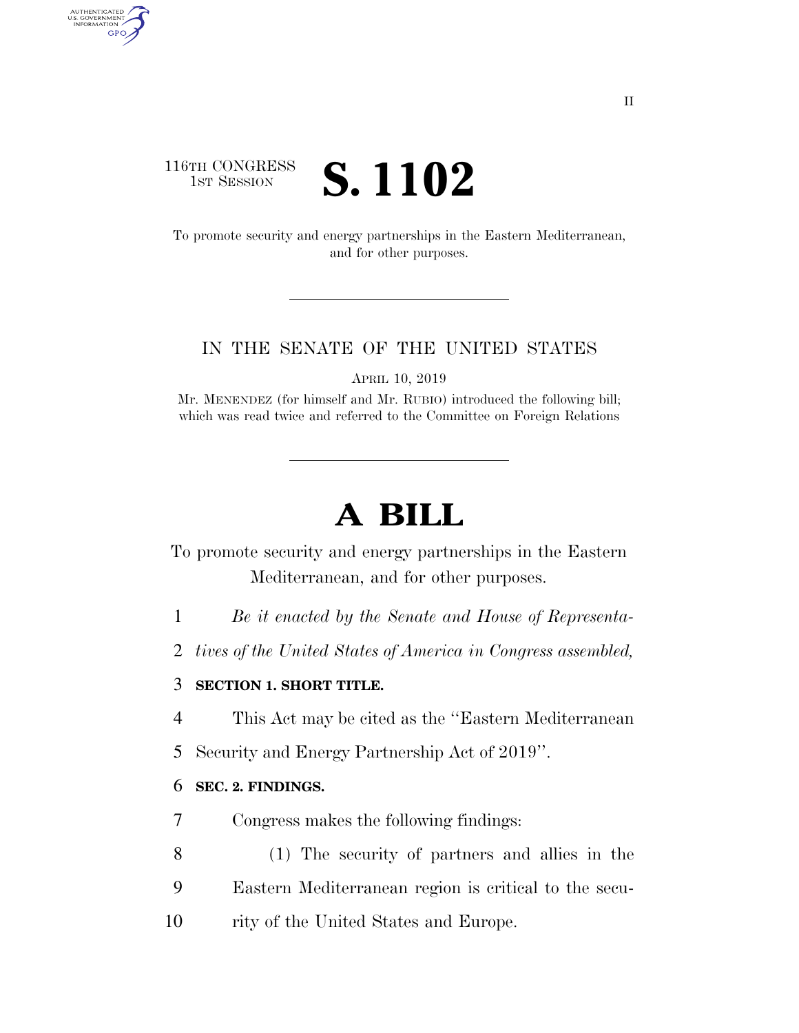116TH CONGRESS
1ST SESSION

# S. 1102

To promote security and energy partnerships in the Eastern Mediterranean, and for other purposes.

IN THE SENATE OF THE UNITED STATES

APRIL 10, 2019

Mr. MENENDEZ (for himself and Mr. RUBIO) introduced the following bill; which was read twice and referred to the Committee on Foreign Relations

# A BILL

To promote security and energy partnerships in the Eastern Mediterranean, and for other purposes.

1 *Be it enacted by the Senate and House of Representa-*
2 *tives of the United States of America in Congress assembled,*

3 **SECTION 1. SHORT TITLE.**

4 This Act may be cited as the ''Eastern Mediterranean
5 Security and Energy Partnership Act of 2019''.

6 **SEC. 2. FINDINGS.**

7 Congress makes the following findings:

8 (1) The security of partners and allies in the
9 Eastern Mediterranean region is critical to the secu-
10 rity of the United States and Europe.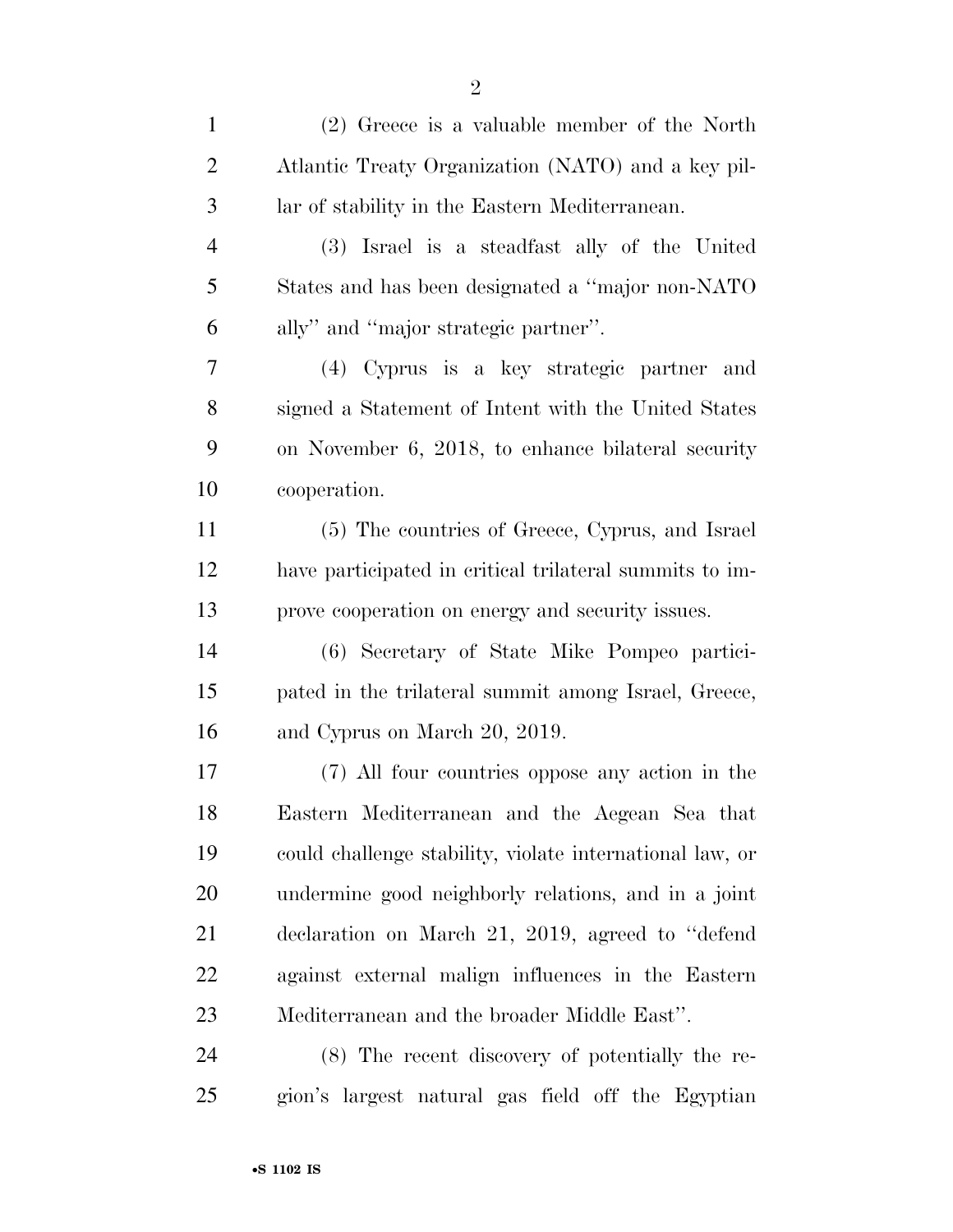(2) Greece is a valuable member of the North Atlantic Treaty Organization (NATO) and a key pillar of stability in the Eastern Mediterranean.

(3) Israel is a steadfast ally of the United States and has been designated a "major non-NATO ally" and "major strategic partner".

(4) Cyprus is a key strategic partner and signed a Statement of Intent with the United States on November 6, 2018, to enhance bilateral security cooperation.

(5) The countries of Greece, Cyprus, and Israel have participated in critical trilateral summits to improve cooperation on energy and security issues.

(6) Secretary of State Mike Pompeo participated in the trilateral summit among Israel, Greece, and Cyprus on March 20, 2019.

(7) All four countries oppose any action in the Eastern Mediterranean and the Aegean Sea that could challenge stability, violate international law, or undermine good neighborly relations, and in a joint declaration on March 21, 2019, agreed to "defend against external malign influences in the Eastern Mediterranean and the broader Middle East".

(8) The recent discovery of potentially the region's largest natural gas field off the Egyptian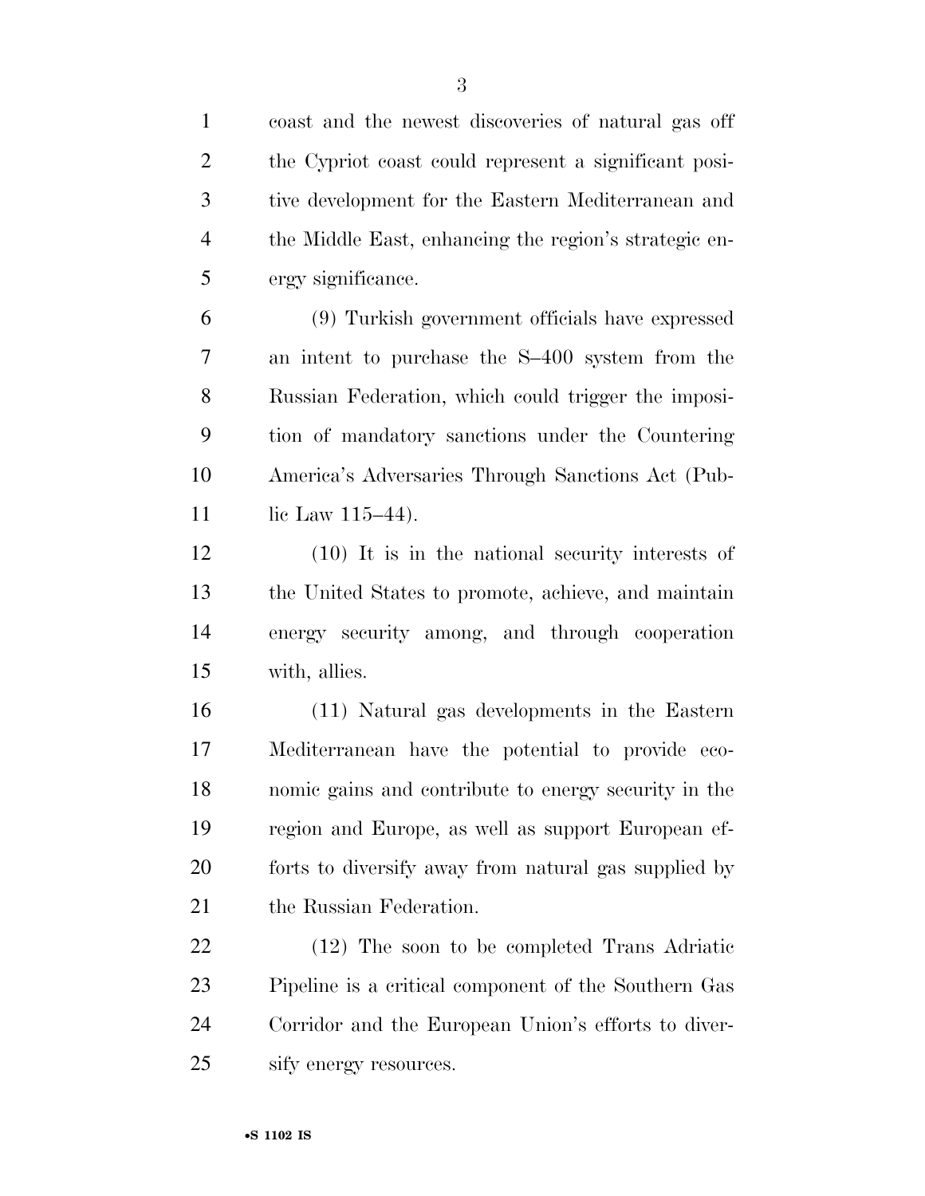coast and the newest discoveries of natural gas off the Cypriot coast could represent a significant positive development for the Eastern Mediterranean and the Middle East, enhancing the region's strategic energy significance.

(9) Turkish government officials have expressed an intent to purchase the S–400 system from the Russian Federation, which could trigger the imposition of mandatory sanctions under the Countering America's Adversaries Through Sanctions Act (Public Law 115–44).

(10) It is in the national security interests of the United States to promote, achieve, and maintain energy security among, and through cooperation with, allies.

(11) Natural gas developments in the Eastern Mediterranean have the potential to provide economic gains and contribute to energy security in the region and Europe, as well as support European efforts to diversify away from natural gas supplied by the Russian Federation.

(12) The soon to be completed Trans Adriatic Pipeline is a critical component of the Southern Gas Corridor and the European Union's efforts to diversify energy resources.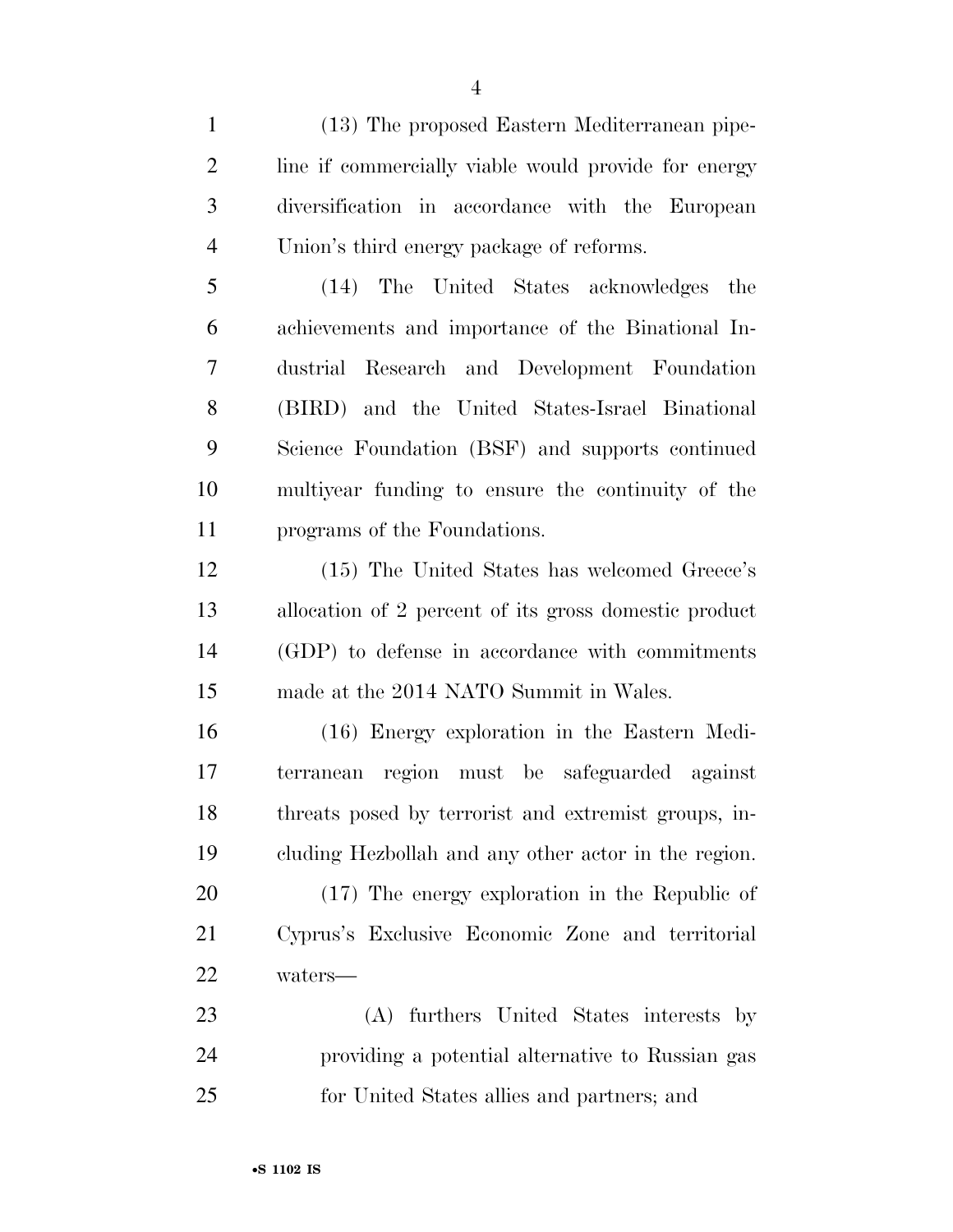(13) The proposed Eastern Mediterranean pipeline if commercially viable would provide for energy diversification in accordance with the European Union's third energy package of reforms.

(14) The United States acknowledges the achievements and importance of the Binational Industrial Research and Development Foundation (BIRD) and the United States-Israel Binational Science Foundation (BSF) and supports continued multiyear funding to ensure the continuity of the programs of the Foundations.

(15) The United States has welcomed Greece's allocation of 2 percent of its gross domestic product (GDP) to defense in accordance with commitments made at the 2014 NATO Summit in Wales.

(16) Energy exploration in the Eastern Mediterranean region must be safeguarded against threats posed by terrorist and extremist groups, including Hezbollah and any other actor in the region.

(17) The energy exploration in the Republic of Cyprus's Exclusive Economic Zone and territorial waters—

(A) furthers United States interests by providing a potential alternative to Russian gas for United States allies and partners; and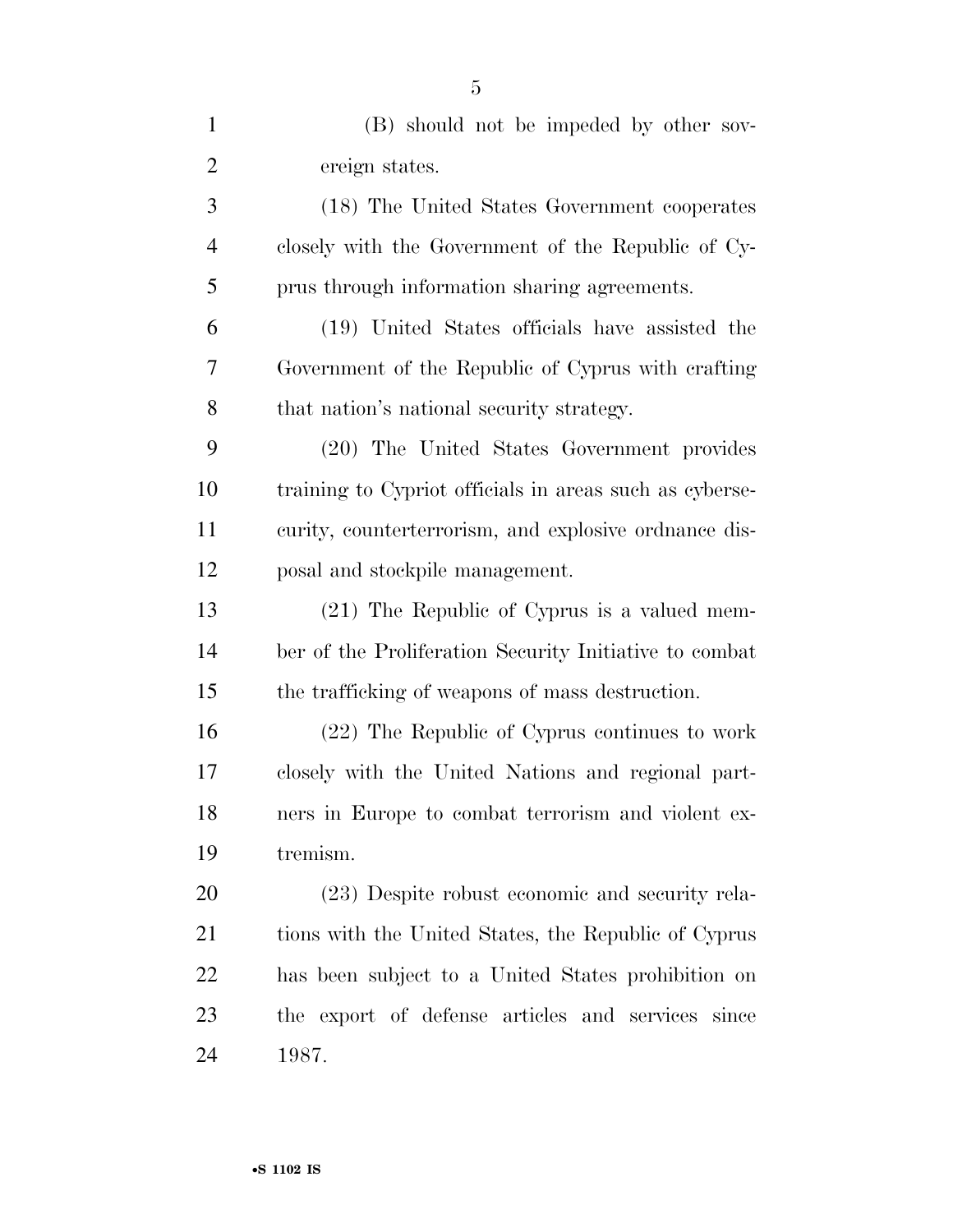(B) should not be impeded by other sovereign states.

(18) The United States Government cooperates closely with the Government of the Republic of Cyprus through information sharing agreements.

(19) United States officials have assisted the Government of the Republic of Cyprus with crafting that nation's national security strategy.

(20) The United States Government provides training to Cypriot officials in areas such as cybersecurity, counterterrorism, and explosive ordnance disposal and stockpile management.

(21) The Republic of Cyprus is a valued member of the Proliferation Security Initiative to combat the trafficking of weapons of mass destruction.

(22) The Republic of Cyprus continues to work closely with the United Nations and regional partners in Europe to combat terrorism and violent extremism.

(23) Despite robust economic and security relations with the United States, the Republic of Cyprus has been subject to a United States prohibition on the export of defense articles and services since 1987.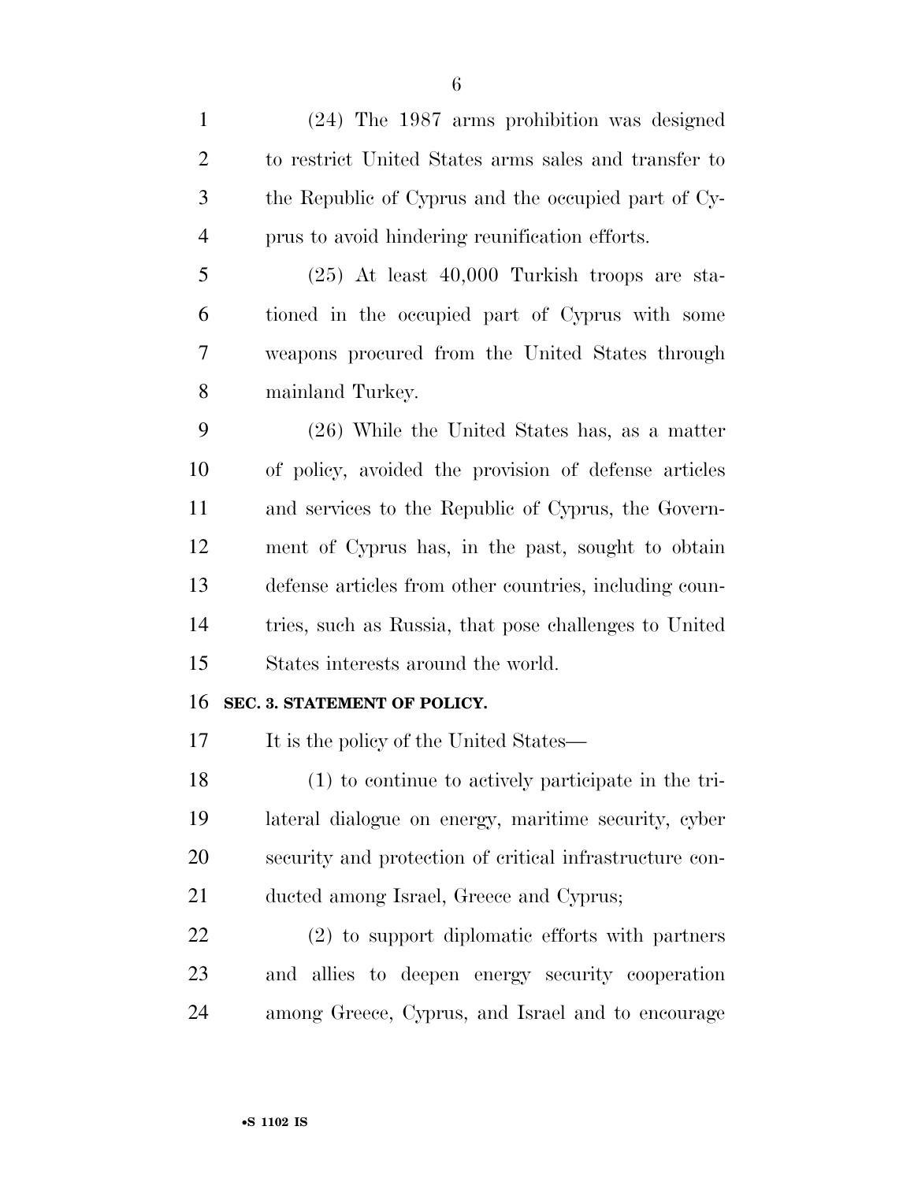(24) The 1987 arms prohibition was designed to restrict United States arms sales and transfer to the Republic of Cyprus and the occupied part of Cyprus to avoid hindering reunification efforts.

(25) At least 40,000 Turkish troops are stationed in the occupied part of Cyprus with some weapons procured from the United States through mainland Turkey.

(26) While the United States has, as a matter of policy, avoided the provision of defense articles and services to the Republic of Cyprus, the Government of Cyprus has, in the past, sought to obtain defense articles from other countries, including countries, such as Russia, that pose challenges to United States interests around the world.

**SEC. 3. STATEMENT OF POLICY.**

It is the policy of the United States—

(1) to continue to actively participate in the trilateral dialogue on energy, maritime security, cyber security and protection of critical infrastructure conducted among Israel, Greece and Cyprus;

(2) to support diplomatic efforts with partners and allies to deepen energy security cooperation among Greece, Cyprus, and Israel and to encourage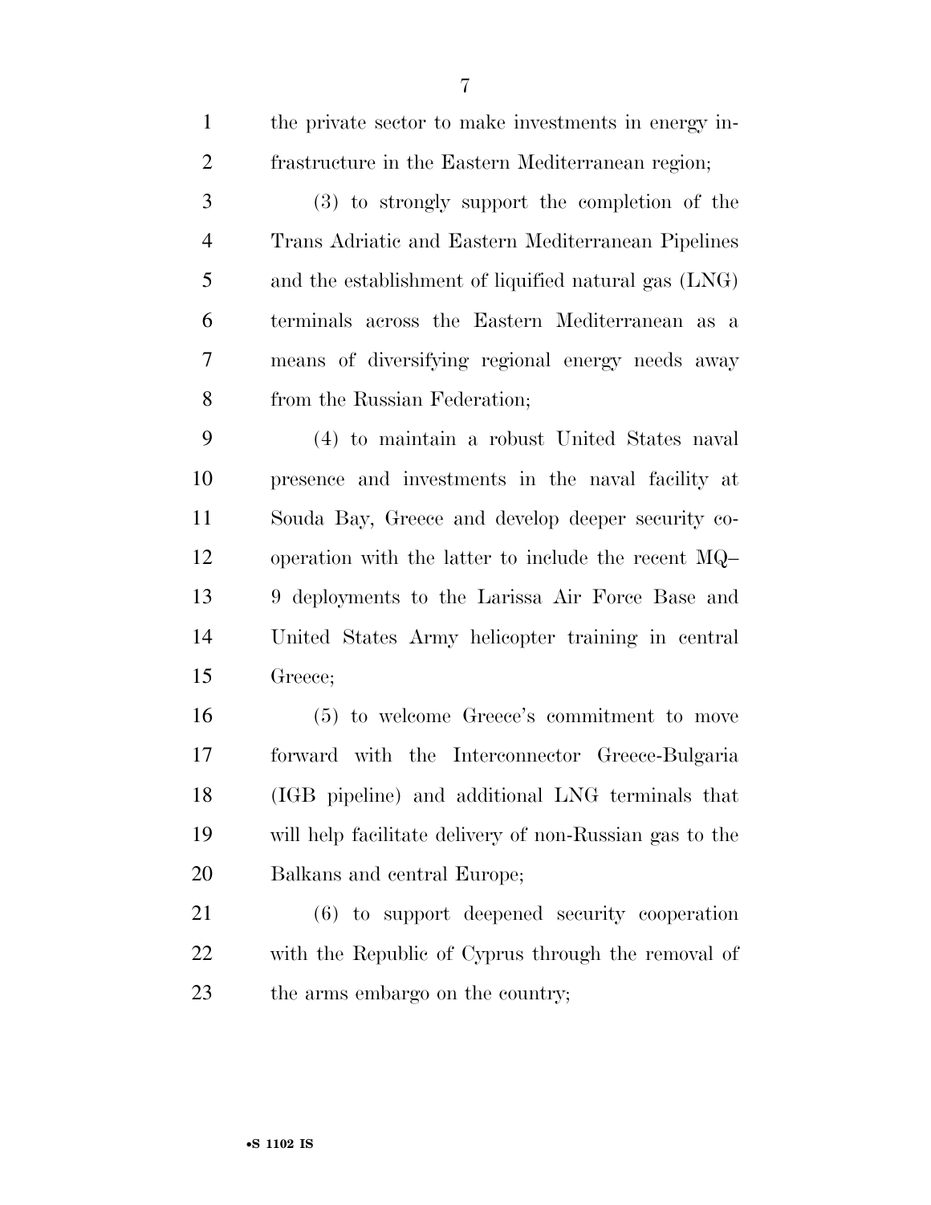the private sector to make investments in energy infrastructure in the Eastern Mediterranean region;

(3) to strongly support the completion of the Trans Adriatic and Eastern Mediterranean Pipelines and the establishment of liquified natural gas (LNG) terminals across the Eastern Mediterranean as a means of diversifying regional energy needs away from the Russian Federation;

(4) to maintain a robust United States naval presence and investments in the naval facility at Souda Bay, Greece and develop deeper security cooperation with the latter to include the recent MQ–9 deployments to the Larissa Air Force Base and United States Army helicopter training in central Greece;

(5) to welcome Greece's commitment to move forward with the Interconnector Greece-Bulgaria (IGB pipeline) and additional LNG terminals that will help facilitate delivery of non-Russian gas to the Balkans and central Europe;

(6) to support deepened security cooperation with the Republic of Cyprus through the removal of the arms embargo on the country;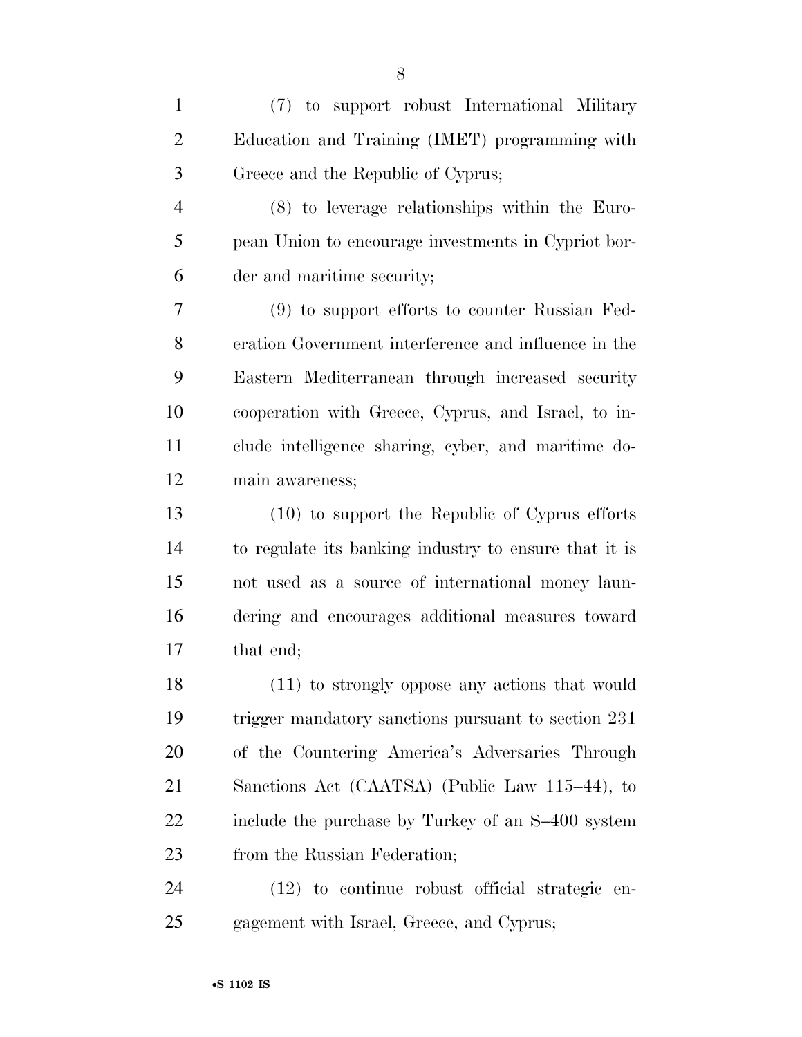(7) to support robust International Military Education and Training (IMET) programming with Greece and the Republic of Cyprus;

(8) to leverage relationships within the European Union to encourage investments in Cypriot border and maritime security;

(9) to support efforts to counter Russian Federation Government interference and influence in the Eastern Mediterranean through increased security cooperation with Greece, Cyprus, and Israel, to include intelligence sharing, cyber, and maritime domain awareness;

(10) to support the Republic of Cyprus efforts to regulate its banking industry to ensure that it is not used as a source of international money laundering and encourages additional measures toward that end;

(11) to strongly oppose any actions that would trigger mandatory sanctions pursuant to section 231 of the Countering America's Adversaries Through Sanctions Act (CAATSA) (Public Law 115–44), to include the purchase by Turkey of an S–400 system from the Russian Federation;

(12) to continue robust official strategic engagement with Israel, Greece, and Cyprus;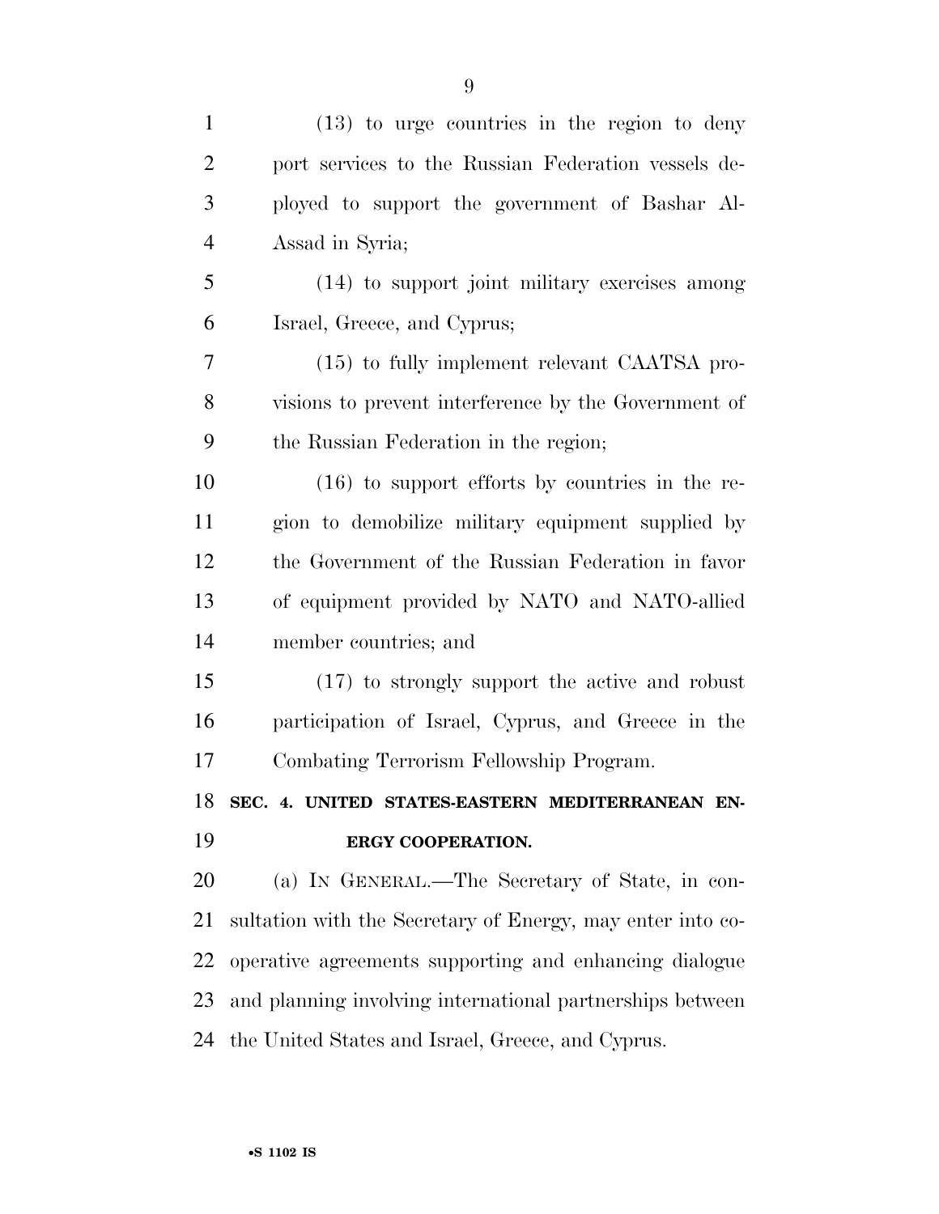(13) to urge countries in the region to deny port services to the Russian Federation vessels deployed to support the government of Bashar Al-Assad in Syria;

(14) to support joint military exercises among Israel, Greece, and Cyprus;

(15) to fully implement relevant CAATSA provisions to prevent interference by the Government of the Russian Federation in the region;

(16) to support efforts by countries in the region to demobilize military equipment supplied by the Government of the Russian Federation in favor of equipment provided by NATO and NATO-allied member countries; and

(17) to strongly support the active and robust participation of Israel, Cyprus, and Greece in the Combating Terrorism Fellowship Program.

**SEC. 4. UNITED STATES-EASTERN MEDITERRANEAN ENERGY COOPERATION.**

(a) IN GENERAL.—The Secretary of State, in consultation with the Secretary of Energy, may enter into cooperative agreements supporting and enhancing dialogue and planning involving international partnerships between the United States and Israel, Greece, and Cyprus.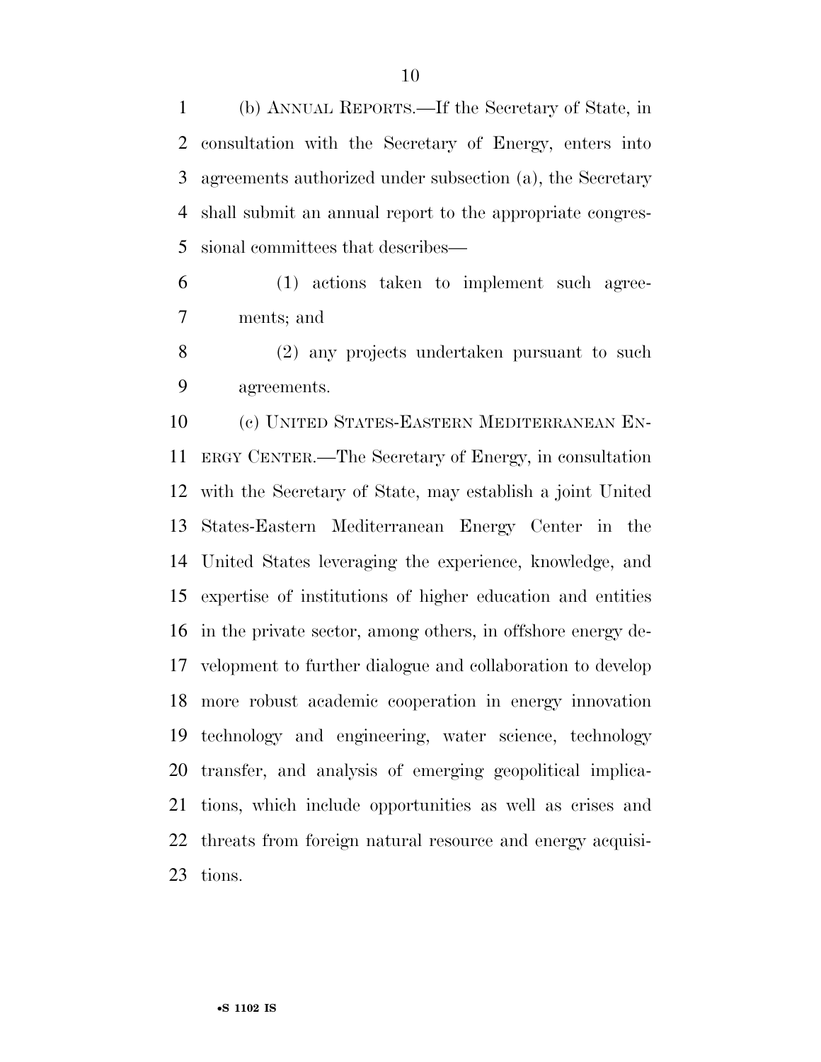(b) ANNUAL REPORTS.—If the Secretary of State, in consultation with the Secretary of Energy, enters into agreements authorized under subsection (a), the Secretary shall submit an annual report to the appropriate congressional committees that describes—

(1) actions taken to implement such agreements; and

(2) any projects undertaken pursuant to such agreements.

(c) UNITED STATES-EASTERN MEDITERRANEAN ENERGY CENTER.—The Secretary of Energy, in consultation with the Secretary of State, may establish a joint United States-Eastern Mediterranean Energy Center in the United States leveraging the experience, knowledge, and expertise of institutions of higher education and entities in the private sector, among others, in offshore energy development to further dialogue and collaboration to develop more robust academic cooperation in energy innovation technology and engineering, water science, technology transfer, and analysis of emerging geopolitical implications, which include opportunities as well as crises and threats from foreign natural resource and energy acquisitions.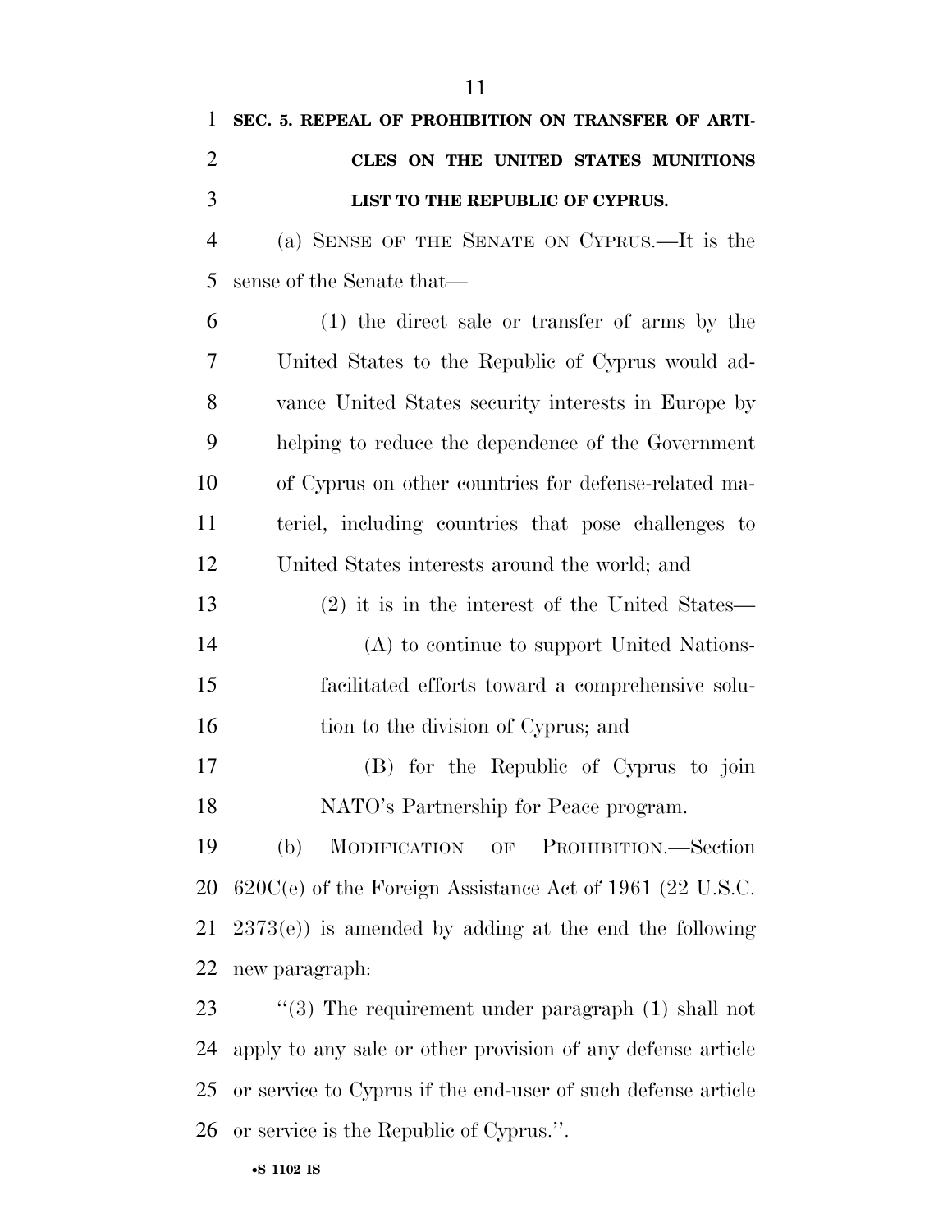**SEC. 5. REPEAL OF PROHIBITION ON TRANSFER OF ARTICLES ON THE UNITED STATES MUNITIONS LIST TO THE REPUBLIC OF CYPRUS.**

(a) SENSE OF THE SENATE ON CYPRUS.—It is the sense of the Senate that—

(1) the direct sale or transfer of arms by the United States to the Republic of Cyprus would advance United States security interests in Europe by helping to reduce the dependence of the Government of Cyprus on other countries for defense-related materiel, including countries that pose challenges to United States interests around the world; and

(2) it is in the interest of the United States—

(A) to continue to support United Nations-facilitated efforts toward a comprehensive solution to the division of Cyprus; and

(B) for the Republic of Cyprus to join NATO's Partnership for Peace program.

(b) MODIFICATION OF PROHIBITION.—Section 620C(e) of the Foreign Assistance Act of 1961 (22 U.S.C. 2373(e)) is amended by adding at the end the following new paragraph:

"(3) The requirement under paragraph (1) shall not apply to any sale or other provision of any defense article or service to Cyprus if the end-user of such defense article or service is the Republic of Cyprus.".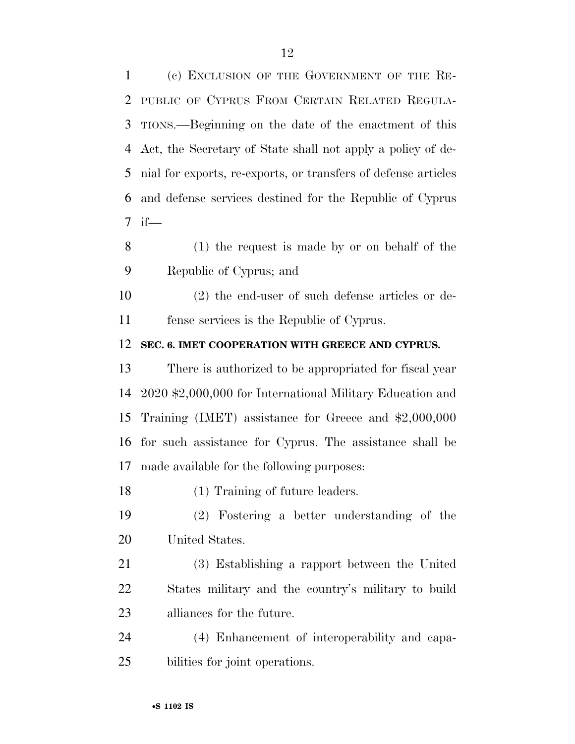(c) EXCLUSION OF THE GOVERNMENT OF THE REPUBLIC OF CYPRUS FROM CERTAIN RELATED REGULATIONS.—Beginning on the date of the enactment of this Act, the Secretary of State shall not apply a policy of denial for exports, re-exports, or transfers of defense articles and defense services destined for the Republic of Cyprus if—

(1) the request is made by or on behalf of the Republic of Cyprus; and

(2) the end-user of such defense articles or defense services is the Republic of Cyprus.

**SEC. 6. IMET COOPERATION WITH GREECE AND CYPRUS.**

There is authorized to be appropriated for fiscal year 2020 $2,000,000 for International Military Education and Training (IMET) assistance for Greece and $2,000,000 for such assistance for Cyprus. The assistance shall be made available for the following purposes:

(1) Training of future leaders.

(2) Fostering a better understanding of the United States.

(3) Establishing a rapport between the United States military and the country's military to build alliances for the future.

(4) Enhancement of interoperability and capabilities for joint operations.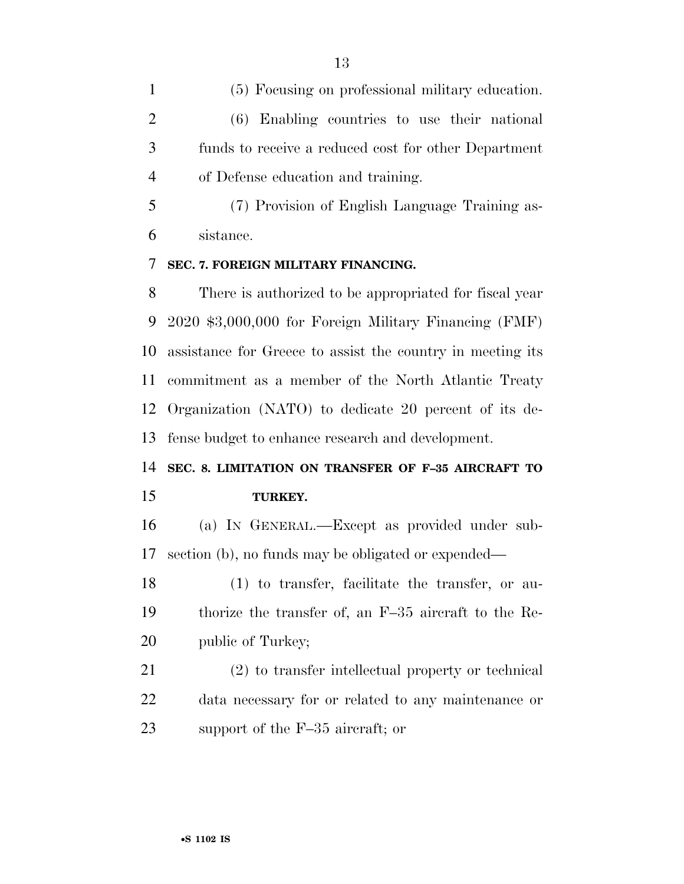(5) Focusing on professional military education.

(6) Enabling countries to use their national funds to receive a reduced cost for other Department of Defense education and training.

(7) Provision of English Language Training assistance.

**SEC. 7. FOREIGN MILITARY FINANCING.**

There is authorized to be appropriated for fiscal year 2020 $3,000,000 for Foreign Military Financing (FMF) assistance for Greece to assist the country in meeting its commitment as a member of the North Atlantic Treaty Organization (NATO) to dedicate 20 percent of its defense budget to enhance research and development.

**SEC. 8. LIMITATION ON TRANSFER OF F–35 AIRCRAFT TO TURKEY.**

(a) IN GENERAL.—Except as provided under subsection (b), no funds may be obligated or expended—

(1) to transfer, facilitate the transfer, or authorize the transfer of, an F–35 aircraft to the Republic of Turkey;

(2) to transfer intellectual property or technical data necessary for or related to any maintenance or support of the F–35 aircraft; or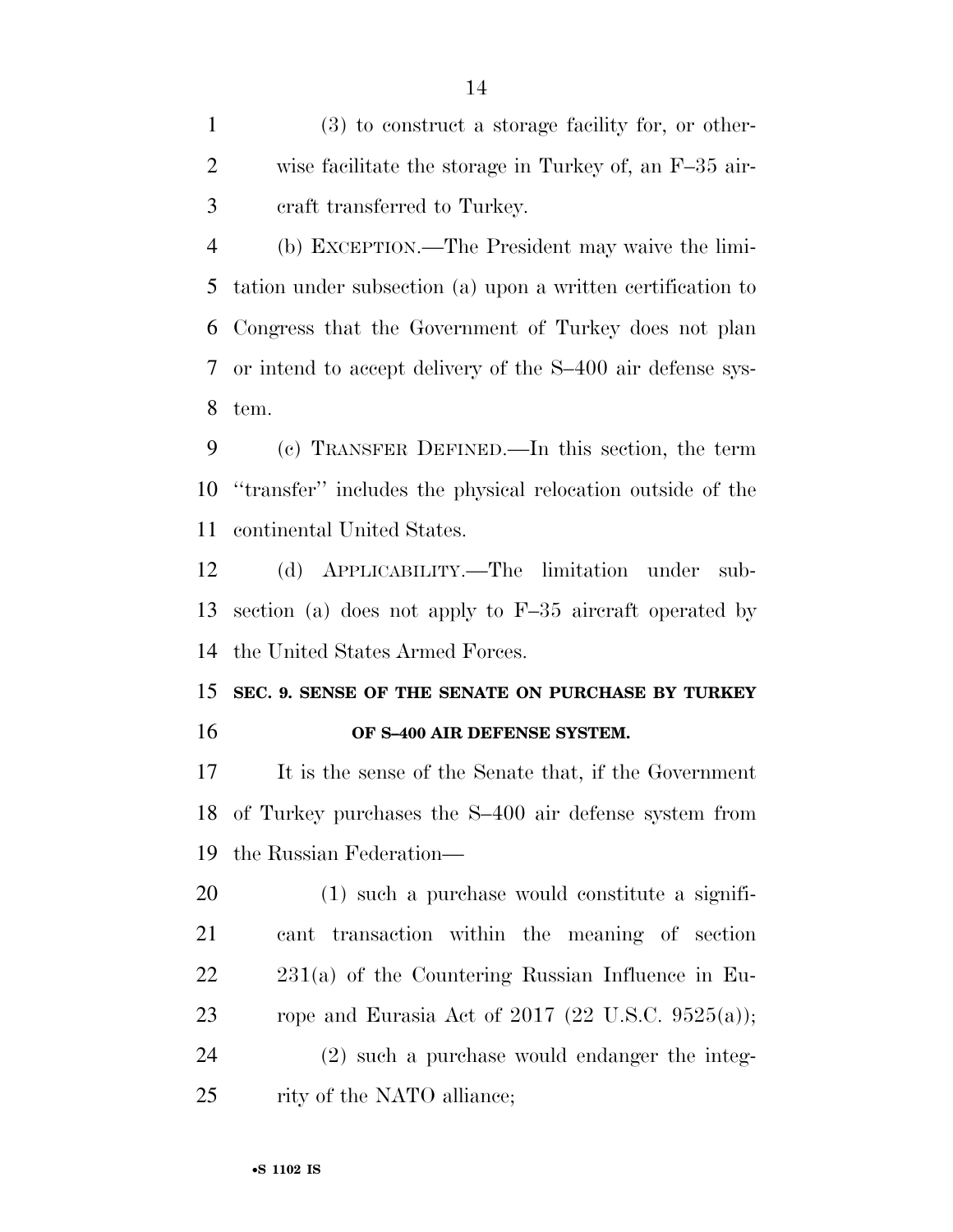(3) to construct a storage facility for, or otherwise facilitate the storage in Turkey of, an F–35 aircraft transferred to Turkey.

(b) EXCEPTION.—The President may waive the limitation under subsection (a) upon a written certification to Congress that the Government of Turkey does not plan or intend to accept delivery of the S–400 air defense system.

(c) TRANSFER DEFINED.—In this section, the term ''transfer'' includes the physical relocation outside of the continental United States.

(d) APPLICABILITY.—The limitation under subsection (a) does not apply to F–35 aircraft operated by the United States Armed Forces.

**SEC. 9. SENSE OF THE SENATE ON PURCHASE BY TURKEY OF S–400 AIR DEFENSE SYSTEM.**

It is the sense of the Senate that, if the Government of Turkey purchases the S–400 air defense system from the Russian Federation—

(1) such a purchase would constitute a significant transaction within the meaning of section 231(a) of the Countering Russian Influence in Europe and Eurasia Act of 2017 (22 U.S.C. 9525(a));

(2) such a purchase would endanger the integrity of the NATO alliance;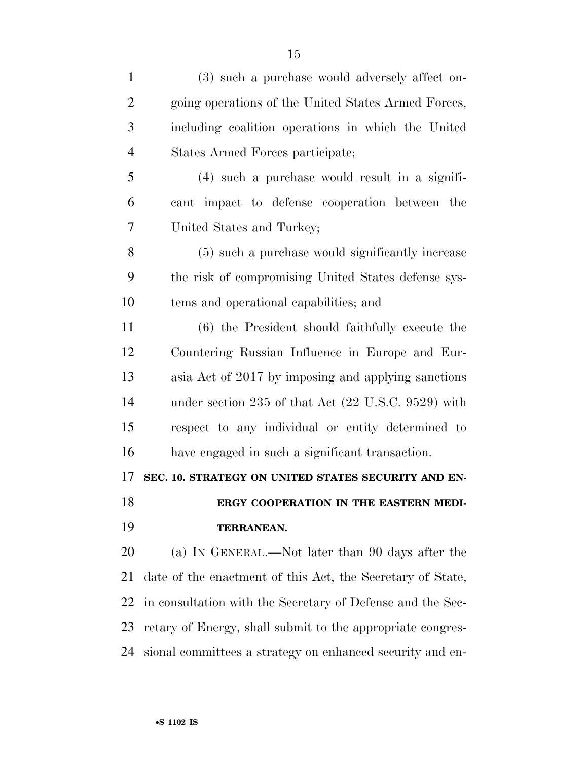(3) such a purchase would adversely affect ongoing operations of the United States Armed Forces, including coalition operations in which the United States Armed Forces participate;

(4) such a purchase would result in a significant impact to defense cooperation between the United States and Turkey;

(5) such a purchase would significantly increase the risk of compromising United States defense systems and operational capabilities; and

(6) the President should faithfully execute the Countering Russian Influence in Europe and Eurasia Act of 2017 by imposing and applying sanctions under section 235 of that Act (22 U.S.C. 9529) with respect to any individual or entity determined to have engaged in such a significant transaction.

### SEC. 10. STRATEGY ON UNITED STATES SECURITY AND ENERGY COOPERATION IN THE EASTERN MEDITERRANEAN.

(a) IN GENERAL.—Not later than 90 days after the date of the enactment of this Act, the Secretary of State, in consultation with the Secretary of Defense and the Secretary of Energy, shall submit to the appropriate congressional committees a strategy on enhanced security and en-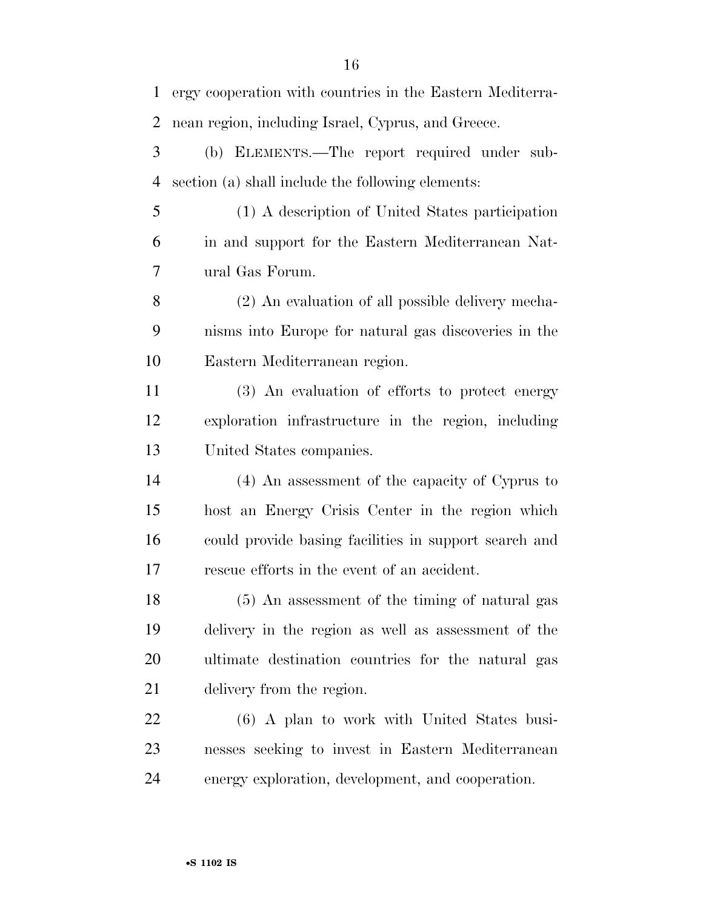ergy cooperation with countries in the Eastern Mediterranean region, including Israel, Cyprus, and Greece.

(b) ELEMENTS.—The report required under subsection (a) shall include the following elements:

(1) A description of United States participation in and support for the Eastern Mediterranean Natural Gas Forum.

(2) An evaluation of all possible delivery mechanisms into Europe for natural gas discoveries in the Eastern Mediterranean region.

(3) An evaluation of efforts to protect energy exploration infrastructure in the region, including United States companies.

(4) An assessment of the capacity of Cyprus to host an Energy Crisis Center in the region which could provide basing facilities in support search and rescue efforts in the event of an accident.

(5) An assessment of the timing of natural gas delivery in the region as well as assessment of the ultimate destination countries for the natural gas delivery from the region.

(6) A plan to work with United States businesses seeking to invest in Eastern Mediterranean energy exploration, development, and cooperation.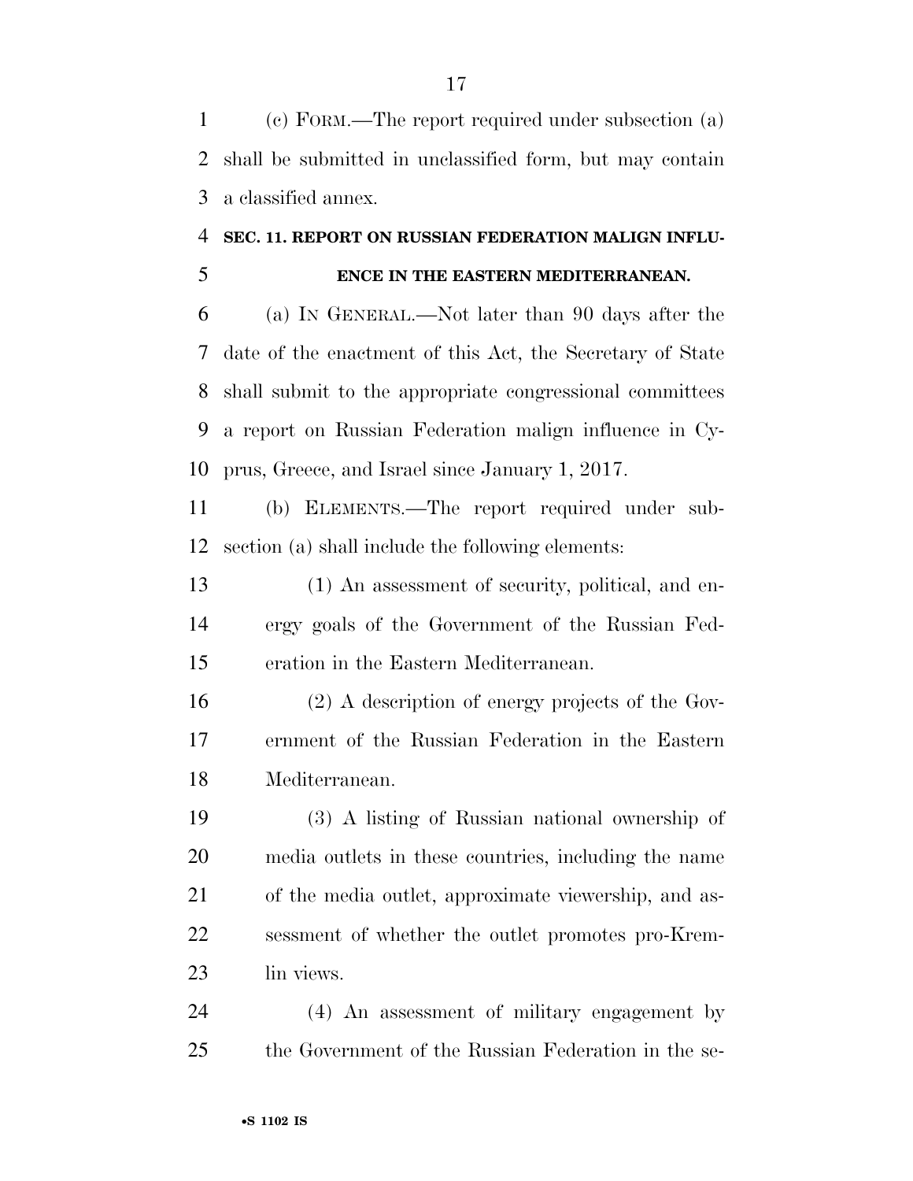(c) FORM.—The report required under subsection (a) shall be submitted in unclassified form, but may contain a classified annex.

## SEC. 11. REPORT ON RUSSIAN FEDERATION MALIGN INFLUENCE IN THE EASTERN MEDITERRANEAN.

(a) IN GENERAL.—Not later than 90 days after the date of the enactment of this Act, the Secretary of State shall submit to the appropriate congressional committees a report on Russian Federation malign influence in Cyprus, Greece, and Israel since January 1, 2017.

(b) ELEMENTS.—The report required under subsection (a) shall include the following elements:

(1) An assessment of security, political, and energy goals of the Government of the Russian Federation in the Eastern Mediterranean.

(2) A description of energy projects of the Government of the Russian Federation in the Eastern Mediterranean.

(3) A listing of Russian national ownership of media outlets in these countries, including the name of the media outlet, approximate viewership, and assessment of whether the outlet promotes pro-Kremlin views.

(4) An assessment of military engagement by the Government of the Russian Federation in the se-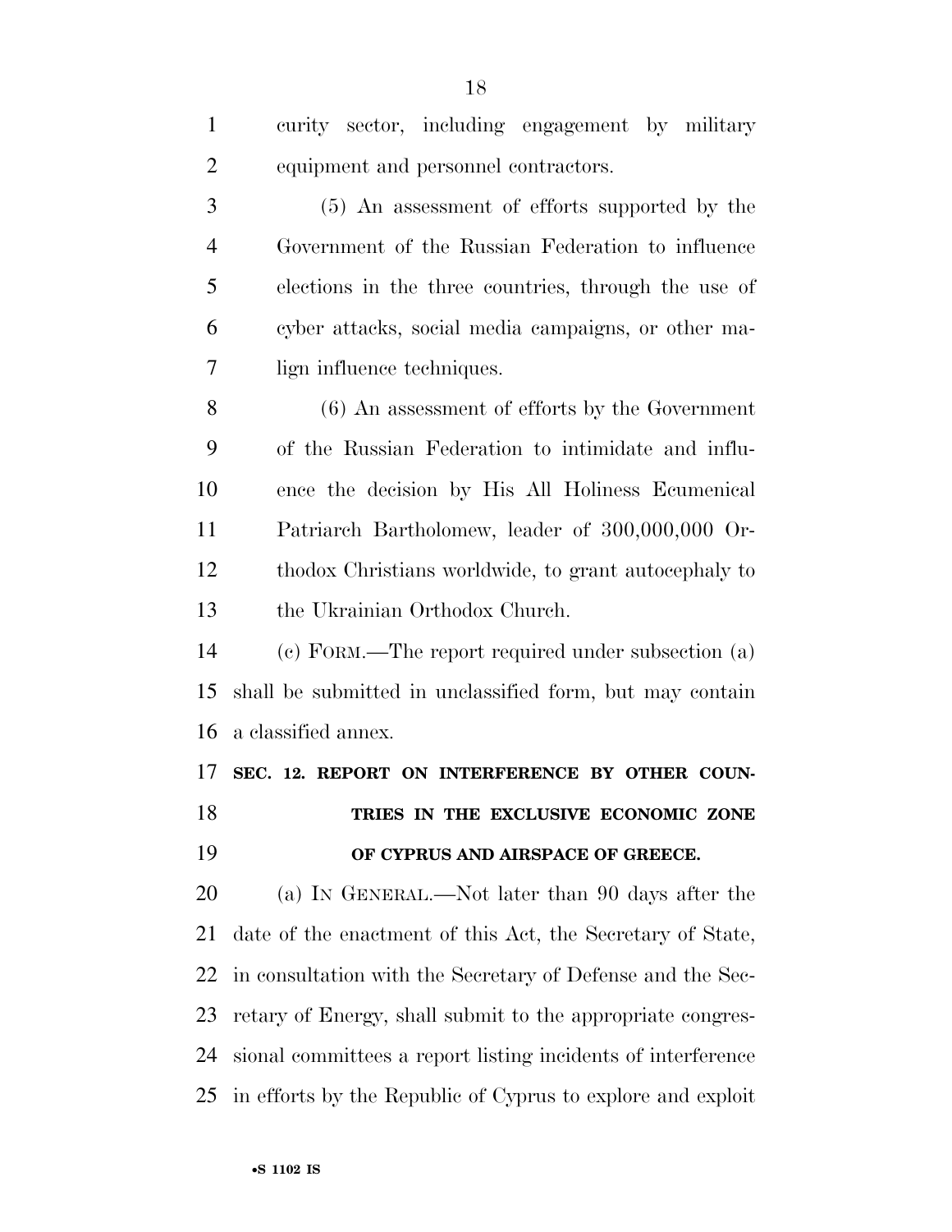curity sector, including engagement by military equipment and personnel contractors.

(5) An assessment of efforts supported by the Government of the Russian Federation to influence elections in the three countries, through the use of cyber attacks, social media campaigns, or other malign influence techniques.

(6) An assessment of efforts by the Government of the Russian Federation to intimidate and influence the decision by His All Holiness Ecumenical Patriarch Bartholomew, leader of 300,000,000 Orthodox Christians worldwide, to grant autocephaly to the Ukrainian Orthodox Church.

(c) FORM.—The report required under subsection (a) shall be submitted in unclassified form, but may contain a classified annex.

**SEC. 12. REPORT ON INTERFERENCE BY OTHER COUNTRIES IN THE EXCLUSIVE ECONOMIC ZONE OF CYPRUS AND AIRSPACE OF GREECE.**

(a) IN GENERAL.—Not later than 90 days after the date of the enactment of this Act, the Secretary of State, in consultation with the Secretary of Defense and the Secretary of Energy, shall submit to the appropriate congressional committees a report listing incidents of interference in efforts by the Republic of Cyprus to explore and exploit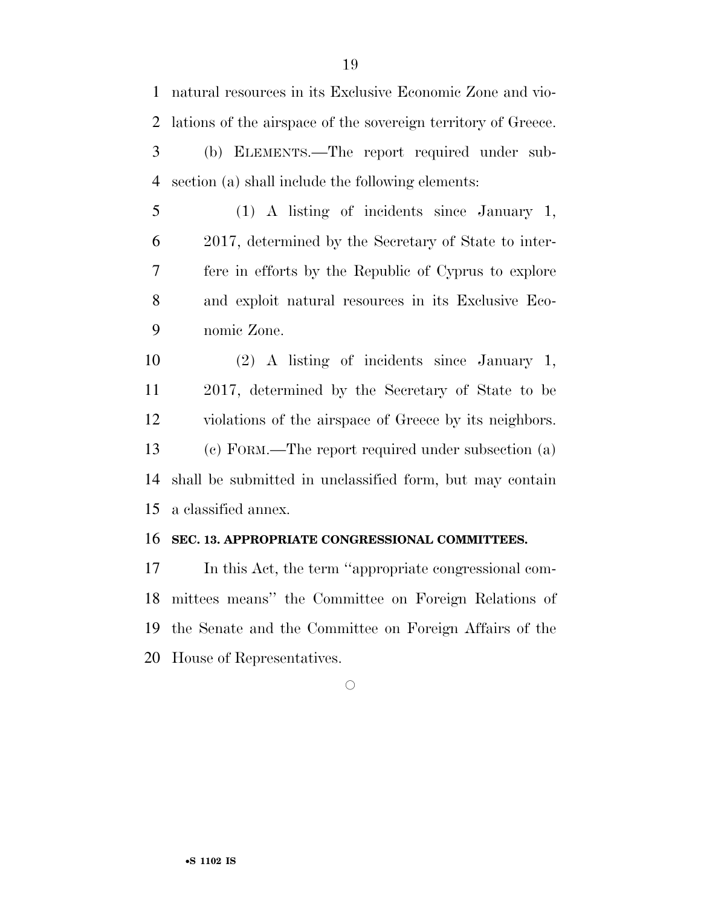natural resources in its Exclusive Economic Zone and violations of the airspace of the sovereign territory of Greece.

(b) ELEMENTS.—The report required under subsection (a) shall include the following elements:

(1) A listing of incidents since January 1, 2017, determined by the Secretary of State to interfere in efforts by the Republic of Cyprus to explore and exploit natural resources in its Exclusive Economic Zone.

(2) A listing of incidents since January 1, 2017, determined by the Secretary of State to be violations of the airspace of Greece by its neighbors.

(c) FORM.—The report required under subsection (a) shall be submitted in unclassified form, but may contain a classified annex.

**SEC. 13. APPROPRIATE CONGRESSIONAL COMMITTEES.**

In this Act, the term ''appropriate congressional committees means'' the Committee on Foreign Relations of the Senate and the Committee on Foreign Affairs of the House of Representatives.

○